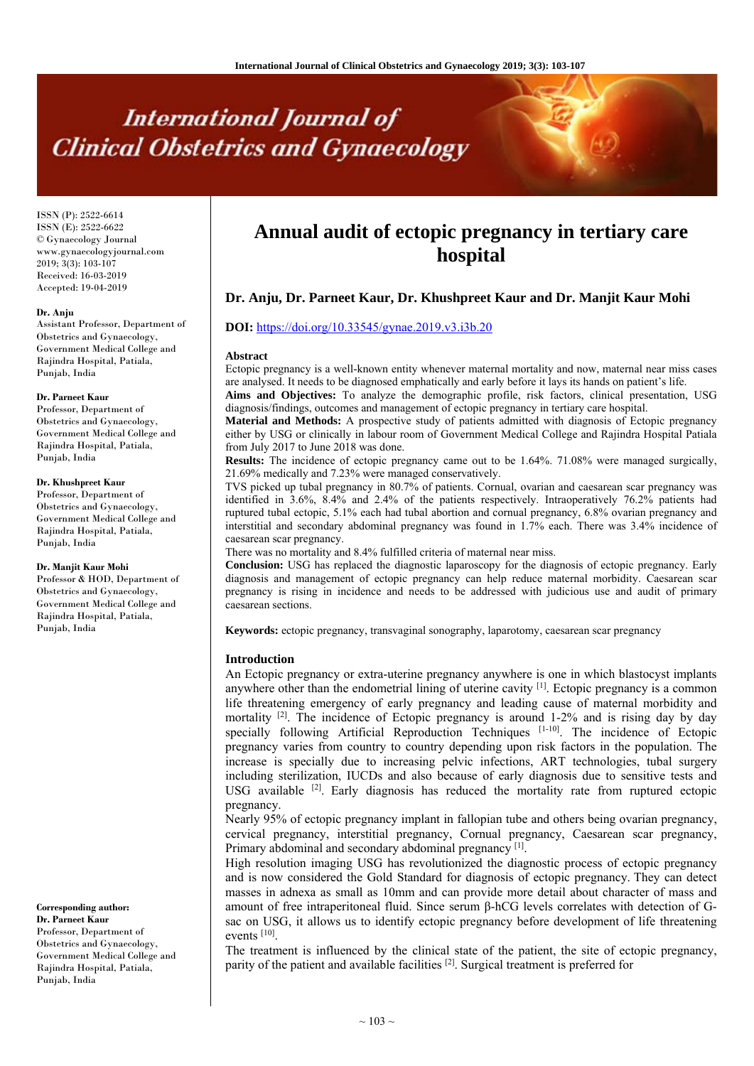ISSN (P): 2522-6614
ISSN (E): 2522-6622
© Gynaecology Journal
www.gynaecologyjournal.com
2019; 3(3): 103-107
Received: 16-03-2019
Accepted: 19-04-2019

**Dr. Anju**
Assistant Professor, Department of Obstetrics and Gynaecology, Government Medical College and Rajindra Hospital, Patiala, Punjab, India

**Dr. Parneet Kaur**
Professor, Department of Obstetrics and Gynaecology, Government Medical College and Rajindra Hospital, Patiala, Punjab, India

**Dr. Khushpreet Kaur**
Professor, Department of Obstetrics and Gynaecology, Government Medical College and Rajindra Hospital, Patiala, Punjab, India

**Dr. Manjit Kaur Mohi**
Professor & HOD, Department of Obstetrics and Gynaecology, Government Medical College and Rajindra Hospital, Patiala, Punjab, India

**Corresponding author:**
**Dr. Parneet Kaur**
Professor, Department of Obstetrics and Gynaecology, Government Medical College and Rajindra Hospital, Patiala, Punjab, India

# Annual audit of ectopic pregnancy in tertiary care hospital

**Dr. Anju, Dr. Parneet Kaur, Dr. Khushpreet Kaur and Dr. Manjit Kaur Mohi**

**DOI:** https://doi.org/10.33545/gynae.2019.v3.i3b.20

## Abstract

Ectopic pregnancy is a well-known entity whenever maternal mortality and now, maternal near miss cases are analysed. It needs to be diagnosed emphatically and early before it lays its hands on patient's life.

**Aims and Objectives:** To analyze the demographic profile, risk factors, clinical presentation, USG diagnosis/findings, outcomes and management of ectopic pregnancy in tertiary care hospital.

**Material and Methods:** A prospective study of patients admitted with diagnosis of Ectopic pregnancy either by USG or clinically in labour room of Government Medical College and Rajindra Hospital Patiala from July 2017 to June 2018 was done.

**Results:** The incidence of ectopic pregnancy came out to be 1.64%. 71.08% were managed surgically, 21.69% medically and 7.23% were managed conservatively.

TVS picked up tubal pregnancy in 80.7% of patients. Cornual, ovarian and caesarean scar pregnancy was identified in 3.6%, 8.4% and 2.4% of the patients respectively. Intraoperatively 76.2% patients had ruptured tubal ectopic, 5.1% each had tubal abortion and cornual pregnancy, 6.8% ovarian pregnancy and interstitial and secondary abdominal pregnancy was found in 1.7% each. There was 3.4% incidence of caesarean scar pregnancy.

There was no mortality and 8.4% fulfilled criteria of maternal near miss.

**Conclusion:** USG has replaced the diagnostic laparoscopy for the diagnosis of ectopic pregnancy. Early diagnosis and management of ectopic pregnancy can help reduce maternal morbidity. Caesarean scar pregnancy is rising in incidence and needs to be addressed with judicious use and audit of primary caesarean sections.

**Keywords:** ectopic pregnancy, transvaginal sonography, laparotomy, caesarean scar pregnancy

## Introduction

An Ectopic pregnancy or extra-uterine pregnancy anywhere is one in which blastocyst implants anywhere other than the endometrial lining of uterine cavity [1]. Ectopic pregnancy is a common life threatening emergency of early pregnancy and leading cause of maternal morbidity and mortality [2]. The incidence of Ectopic pregnancy is around 1-2% and is rising day by day specially following Artificial Reproduction Techniques [1-10]. The incidence of Ectopic pregnancy varies from country to country depending upon risk factors in the population. The increase is specially due to increasing pelvic infections, ART technologies, tubal surgery including sterilization, IUCDs and also because of early diagnosis due to sensitive tests and USG available [2]. Early diagnosis has reduced the mortality rate from ruptured ectopic pregnancy.

Nearly 95% of ectopic pregnancy implant in fallopian tube and others being ovarian pregnancy, cervical pregnancy, interstitial pregnancy, Cornual pregnancy, Caesarean scar pregnancy, Primary abdominal and secondary abdominal pregnancy [1].

High resolution imaging USG has revolutionized the diagnostic process of ectopic pregnancy and is now considered the Gold Standard for diagnosis of ectopic pregnancy. They can detect masses in adnexa as small as 10mm and can provide more detail about character of mass and amount of free intraperitoneal fluid. Since serum β-hCG levels correlates with detection of G-sac on USG, it allows us to identify ectopic pregnancy before development of life threatening events [10].

The treatment is influenced by the clinical state of the patient, the site of ectopic pregnancy, parity of the patient and available facilities [2]. Surgical treatment is preferred for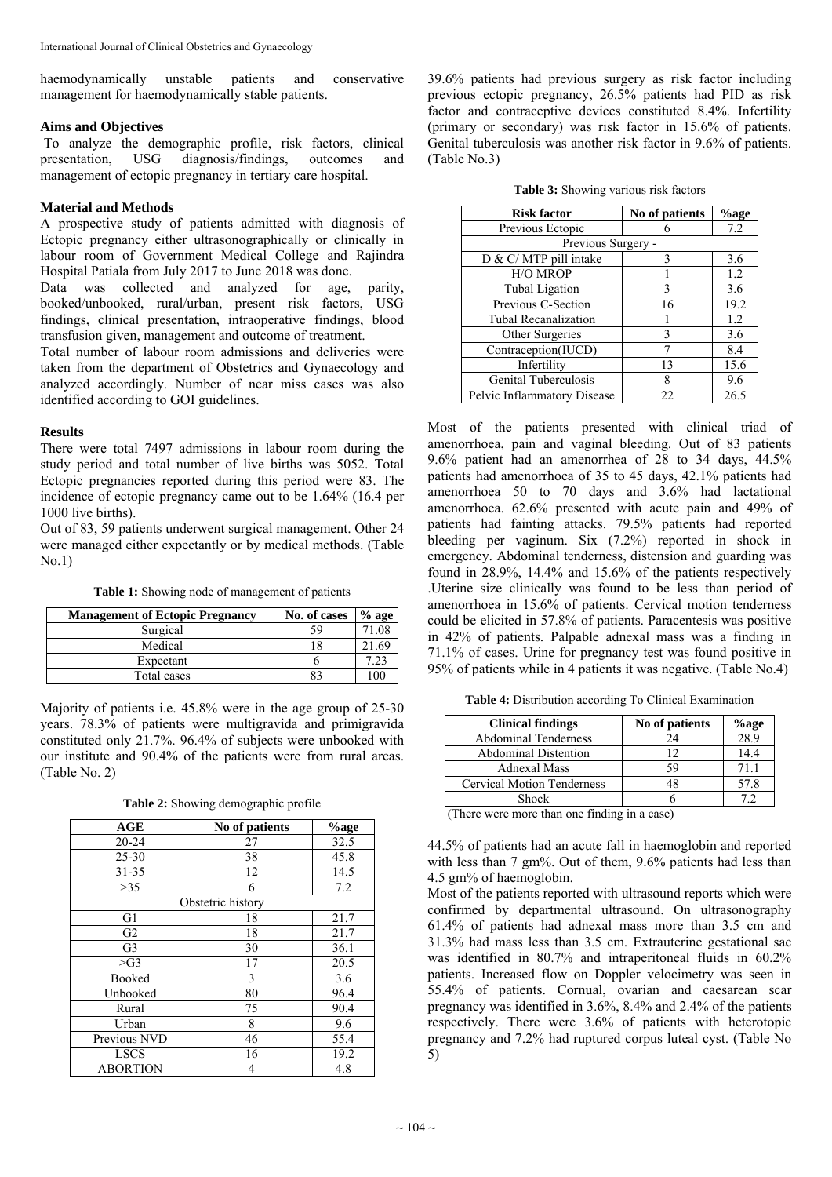haemodynamically unstable patients and conservative management for haemodynamically stable patients.

### Aims and Objectives

To analyze the demographic profile, risk factors, clinical presentation, USG diagnosis/findings, outcomes and management of ectopic pregnancy in tertiary care hospital.

### Material and Methods

A prospective study of patients admitted with diagnosis of Ectopic pregnancy either ultrasonographically or clinically in labour room of Government Medical College and Rajindra Hospital Patiala from July 2017 to June 2018 was done.

Data was collected and analyzed for age, parity, booked/unbooked, rural/urban, present risk factors, USG findings, clinical presentation, intraoperative findings, blood transfusion given, management and outcome of treatment.

Total number of labour room admissions and deliveries were taken from the department of Obstetrics and Gynaecology and analyzed accordingly. Number of near miss cases was also identified according to GOI guidelines.

### Results

There were total 7497 admissions in labour room during the study period and total number of live births was 5052. Total Ectopic pregnancies reported during this period were 83. The incidence of ectopic pregnancy came out to be 1.64% (16.4 per 1000 live births).

Out of 83, 59 patients underwent surgical management. Other 24 were managed either expectantly or by medical methods. (Table No.1)

**Table 1:** Showing node of management of patients

| Management of Ectopic Pregnancy | No. of cases | % age |
|---|---|---|
| Surgical | 59 | 71.08 |
| Medical | 18 | 21.69 |
| Expectant | 6 | 7.23 |
| Total cases | 83 | 100 |

Majority of patients i.e. 45.8% were in the age group of 25-30 years. 78.3% of patients were multigravida and primigravida constituted only 21.7%. 96.4% of subjects were unbooked with our institute and 90.4% of the patients were from rural areas. (Table No. 2)

**Table 2:** Showing demographic profile

| AGE | No of patients | %age |
|---|---|---|
| 20-24 | 27 | 32.5 |
| 25-30 | 38 | 45.8 |
| 31-35 | 12 | 14.5 |
| >35 | 6 | 7.2 |
| Obstetric history | | |
| G1 | 18 | 21.7 |
| G2 | 18 | 21.7 |
| G3 | 30 | 36.1 |
| >G3 | 17 | 20.5 |
| Booked | 3 | 3.6 |
| Unbooked | 80 | 96.4 |
| Rural | 75 | 90.4 |
| Urban | 8 | 9.6 |
| Previous NVD | 46 | 55.4 |
| LSCS | 16 | 19.2 |
| ABORTION | 4 | 4.8 |

39.6% patients had previous surgery as risk factor including previous ectopic pregnancy, 26.5% patients had PID as risk factor and contraceptive devices constituted 8.4%. Infertility (primary or secondary) was risk factor in 15.6% of patients. Genital tuberculosis was another risk factor in 9.6% of patients. (Table No.3)

**Table 3:** Showing various risk factors

| Risk factor | No of patients | %age |
|---|---|---|
| Previous Ectopic | 6 | 7.2 |
| Previous Surgery - | | |
| D & C/ MTP pill intake | 3 | 3.6 |
| H/O MROP | 1 | 1.2 |
| Tubal Ligation | 3 | 3.6 |
| Previous C-Section | 16 | 19.2 |
| Tubal Recanalization | 1 | 1.2 |
| Other Surgeries | 3 | 3.6 |
| Contraception(IUCD) | 7 | 8.4 |
| Infertility | 13 | 15.6 |
| Genital Tuberculosis | 8 | 9.6 |
| Pelvic Inflammatory Disease | 22 | 26.5 |

Most of the patients presented with clinical triad of amenorrhoea, pain and vaginal bleeding. Out of 83 patients 9.6% patient had an amenorrhea of 28 to 34 days, 44.5% patients had amenorrhoea of 35 to 45 days, 42.1% patients had amenorrhoea 50 to 70 days and 3.6% had lactational amenorrhoea. 62.6% presented with acute pain and 49% of patients had fainting attacks. 79.5% patients had reported bleeding per vaginum. Six (7.2%) reported in shock in emergency. Abdominal tenderness, distension and guarding was found in 28.9%, 14.4% and 15.6% of the patients respectively .Uterine size clinically was found to be less than period of amenorrhoea in 15.6% of patients. Cervical motion tenderness could be elicited in 57.8% of patients. Paracentesis was positive in 42% of patients. Palpable adnexal mass was a finding in 71.1% of cases. Urine for pregnancy test was found positive in 95% of patients while in 4 patients it was negative. (Table No.4)

**Table 4:** Distribution according To Clinical Examination

| Clinical findings | No of patients | %age |
|---|---|---|
| Abdominal Tenderness | 24 | 28.9 |
| Abdominal Distention | 12 | 14.4 |
| Adnexal Mass | 59 | 71.1 |
| Cervical Motion Tenderness | 48 | 57.8 |
| Shock | 6 | 7.2 |

(There were more than one finding in a case)

44.5% of patients had an acute fall in haemoglobin and reported with less than 7 gm%. Out of them, 9.6% patients had less than 4.5 gm% of haemoglobin.

Most of the patients reported with ultrasound reports which were confirmed by departmental ultrasound. On ultrasonography 61.4% of patients had adnexal mass more than 3.5 cm and 31.3% had mass less than 3.5 cm. Extrauterine gestational sac was identified in 80.7% and intraperitoneal fluids in 60.2% patients. Increased flow on Doppler velocimetry was seen in 55.4% of patients. Cornual, ovarian and caesarean scar pregnancy was identified in 3.6%, 8.4% and 2.4% of the patients respectively. There were 3.6% of patients with heterotopic pregnancy and 7.2% had ruptured corpus luteal cyst. (Table No 5)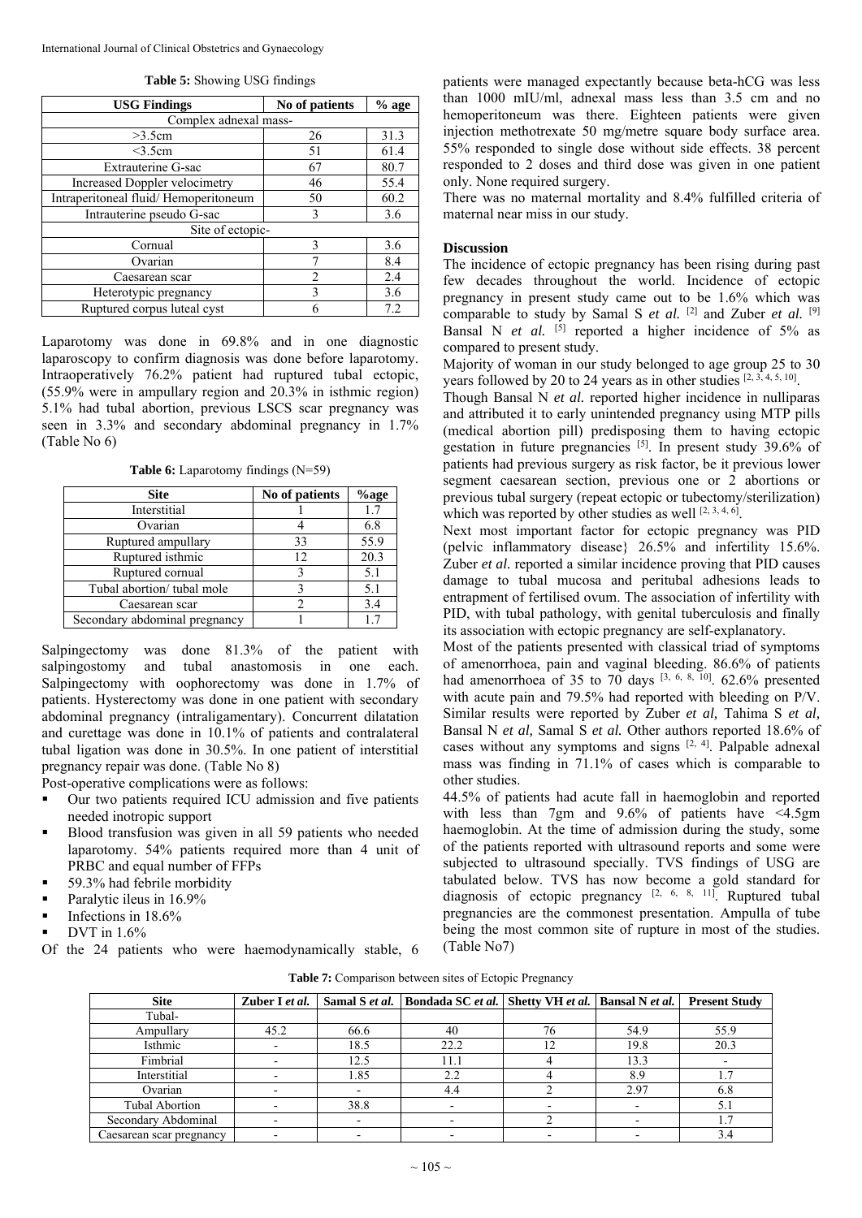**Table 5:** Showing USG findings

| USG Findings | No of patients | % age |
|---|---|---|
| Complex adnexal mass- | | |
| >3.5cm | 26 | 31.3 |
| <3.5cm | 51 | 61.4 |
| Extrauterine G-sac | 67 | 80.7 |
| Increased Doppler velocimetry | 46 | 55.4 |
| Intraperitoneal fluid/ Hemoperitoneum | 50 | 60.2 |
| Intrauterine pseudo G-sac | 3 | 3.6 |
| Site of ectopic- | | |
| Cornual | 3 | 3.6 |
| Ovarian | 7 | 8.4 |
| Caesarean scar | 2 | 2.4 |
| Heterotypic pregnancy | 3 | 3.6 |
| Ruptured corpus luteal cyst | 6 | 7.2 |

Laparotomy was done in 69.8% and in one diagnostic laparoscopy to confirm diagnosis was done before laparotomy. Intraoperatively 76.2% patient had ruptured tubal ectopic, (55.9% were in ampullary region and 20.3% in isthmic region) 5.1% had tubal abortion, previous LSCS scar pregnancy was seen in 3.3% and secondary abdominal pregnancy in 1.7% (Table No 6)

**Table 6:** Laparotomy findings (N=59)

| Site | No of patients | %age |
|---|---|---|
| Interstitial | 1 | 1.7 |
| Ovarian | 4 | 6.8 |
| Ruptured ampullary | 33 | 55.9 |
| Ruptured isthmic | 12 | 20.3 |
| Ruptured cornual | 3 | 5.1 |
| Tubal abortion/ tubal mole | 3 | 5.1 |
| Caesarean scar | 2 | 3.4 |
| Secondary abdominal pregnancy | 1 | 1.7 |

Salpingectomy was done 81.3% of the patient with salpingostomy and tubal anastomosis in one each. Salpingectomy with oophorectomy was done in 1.7% of patients. Hysterectomy was done in one patient with secondary abdominal pregnancy (intraligamentary). Concurrent dilatation and curettage was done in 10.1% of patients and contralateral tubal ligation was done in 30.5%. In one patient of interstitial pregnancy repair was done. (Table No 8)

Post-operative complications were as follows:

- Our two patients required ICU admission and five patients needed inotropic support
- Blood transfusion was given in all 59 patients who needed laparotomy. 54% patients required more than 4 unit of PRBC and equal number of FFPs
- 59.3% had febrile morbidity
- Paralytic ileus in 16.9%
- Infections in 18.6%
- DVT in 1.6%

Of the 24 patients who were haemodynamically stable, 6 patients were managed expectantly because beta-hCG was less than 1000 mIU/ml, adnexal mass less than 3.5 cm and no hemoperitoneum was there. Eighteen patients were given injection methotrexate 50 mg/metre square body surface area. 55% responded to single dose without side effects. 38 percent responded to 2 doses and third dose was given in one patient only. None required surgery.

There was no maternal mortality and 8.4% fulfilled criteria of maternal near miss in our study.

## Discussion

The incidence of ectopic pregnancy has been rising during past few decades throughout the world. Incidence of ectopic pregnancy in present study came out to be 1.6% which was comparable to study by Samal S *et al.* [2] and Zuber *et al.* [9] Bansal N *et al.* [5] reported a higher incidence of 5% as compared to present study.

Majority of woman in our study belonged to age group 25 to 30 years followed by 20 to 24 years as in other studies [2, 3, 4, 5, 10].

Though Bansal N *et al.* reported higher incidence in nulliparas and attributed it to early unintended pregnancy using MTP pills (medical abortion pill) predisposing them to having ectopic gestation in future pregnancies [5]. In present study 39.6% of patients had previous surgery as risk factor, be it previous lower segment caesarean section, previous one or 2 abortions or previous tubal surgery (repeat ectopic or tubectomy/sterilization) which was reported by other studies as well [2, 3, 4, 6].

Next most important factor for ectopic pregnancy was PID (pelvic inflammatory disease} 26.5% and infertility 15.6%. Zuber *et al.* reported a similar incidence proving that PID causes damage to tubal mucosa and peritubal adhesions leads to entrapment of fertilised ovum. The association of infertility with PID, with tubal pathology, with genital tuberculosis and finally its association with ectopic pregnancy are self-explanatory.

Most of the patients presented with classical triad of symptoms of amenorrhoea, pain and vaginal bleeding. 86.6% of patients had amenorrhoea of 35 to 70 days [3, 6, 8, 10]. 62.6% presented with acute pain and 79.5% had reported with bleeding on P/V. Similar results were reported by Zuber *et al,* Tahima S *et al,* Bansal N *et al,* Samal S *et al.* Other authors reported 18.6% of cases without any symptoms and signs [2, 4]. Palpable adnexal mass was finding in 71.1% of cases which is comparable to other studies.

44.5% of patients had acute fall in haemoglobin and reported with less than 7gm and 9.6% of patients have <4.5gm haemoglobin. At the time of admission during the study, some of the patients reported with ultrasound reports and some were subjected to ultrasound specially. TVS findings of USG are tabulated below. TVS has now become a gold standard for diagnosis of ectopic pregnancy [2, 6, 8, 11]. Ruptured tubal pregnancies are the commonest presentation. Ampulla of tube being the most common site of rupture in most of the studies. (Table No7)

**Table 7:** Comparison between sites of Ectopic Pregnancy

| Site | Zuber I *et al.* | Samal S *et al.* | Bondada SC *et al.* | Shetty VH *et al.* | Bansal N *et al.* | Present Study |
|---|---|---|---|---|---|---|
| Tubal- | | | | | | |
| Ampullary | 45.2 | 66.6 | 40 | 76 | 54.9 | 55.9 |
| Isthmic | - | 18.5 | 22.2 | 12 | 19.8 | 20.3 |
| Fimbrial | - | 12.5 | 11.1 | 4 | 13.3 | - |
| Interstitial | - | 1.85 | 2.2 | 4 | 8.9 | 1.7 |
| Ovarian | - | - | 4.4 | 2 | 2.97 | 6.8 |
| Tubal Abortion | - | 38.8 | - | - | - | 5.1 |
| Secondary Abdominal | - | - | - | 2 | - | 1.7 |
| Caesarean scar pregnancy | - | - | - | - | - | 3.4 |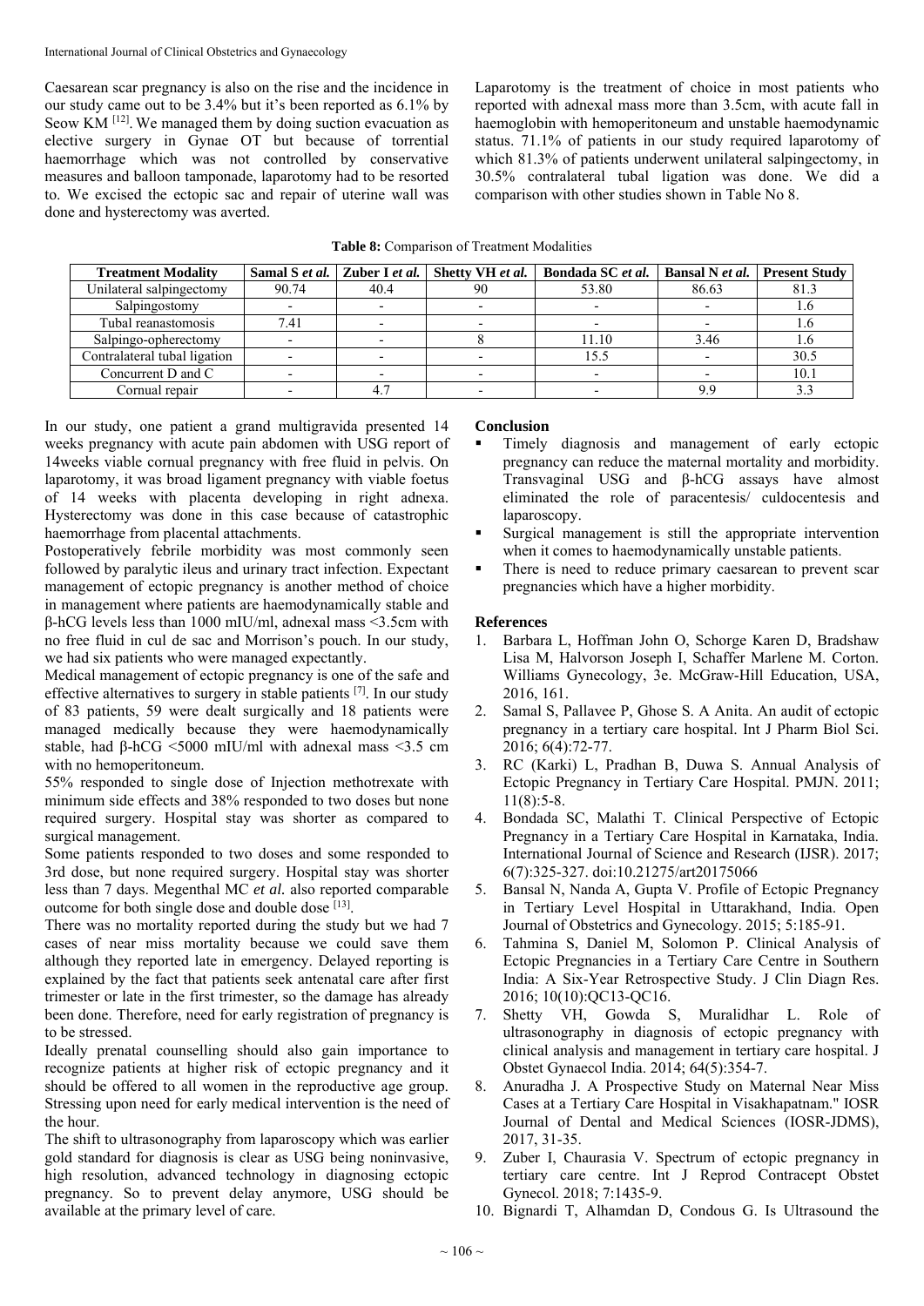Caesarean scar pregnancy is also on the rise and the incidence in our study came out to be 3.4% but it's been reported as 6.1% by Seow KM [12]. We managed them by doing suction evacuation as elective surgery in Gynae OT but because of torrential haemorrhage which was not controlled by conservative measures and balloon tamponade, laparotomy had to be resorted to. We excised the ectopic sac and repair of uterine wall was done and hysterectomy was averted.

Laparotomy is the treatment of choice in most patients who reported with adnexal mass more than 3.5cm, with acute fall in hemoglobin with hemoperitoneum and unstable haemodynamic status. 71.1% of patients in our study required laparotomy of which 81.3% of patients underwent unilateral salpingectomy, in 30.5% contralateral tubal ligation was done. We did a comparison with other studies shown in Table No 8.

**Table 8:** Comparison of Treatment Modalities

| Treatment Modality | Samal S *et al.* | Zuber I *et al.* | Shetty VH *et al.* | Bondada SC *et al.* | Bansal N *et al.* | Present Study |
|---|---|---|---|---|---|---|
| Unilateral salpingectomy | 90.74 | 40.4 | 90 | 53.80 | 86.63 | 81.3 |
| Salpingostomy | - | - | - | - | - | 1.6 |
| Tubal reanastomosis | 7.41 | - | - | - | - | 1.6 |
| Salpingo-opherectomy | - | - | 8 | 11.10 | 3.46 | 1.6 |
| Contralateral tubal ligation | - | - | - | 15.5 | - | 30.5 |
| Concurrent D and C | - | - | - | - | - | 10.1 |
| Cornual repair | - | 4.7 | - | - | 9.9 | 3.3 |

In our study, one patient a grand multigravida presented 14 weeks pregnancy with acute pain abdomen with USG report of 14weeks viable cornual pregnancy with free fluid in pelvis. On laparotomy, it was broad ligament pregnancy with viable foetus of 14 weeks with placenta developing in right adnexa. Hysterectomy was done in this case because of catastrophic haemorrhage from placental attachments.

Postoperatively febrile morbidity was most commonly seen followed by paralytic ileus and urinary tract infection. Expectant management of ectopic pregnancy is another method of choice in management where patients are haemodynamically stable and β-hCG levels less than 1000 mIU/ml, adnexal mass <3.5cm with no free fluid in cul de sac and Morrison's pouch. In our study, we had six patients who were managed expectantly.

Medical management of ectopic pregnancy is one of the safe and effective alternatives to surgery in stable patients [7]. In our study of 83 patients, 59 were dealt surgically and 18 patients were managed medically because they were haemodynamically stable, had β-hCG <5000 mIU/ml with adnexal mass <3.5 cm with no hemoperitoneum.

55% responded to single dose of Injection methotrexate with minimum side effects and 38% responded to two doses but none required surgery. Hospital stay was shorter as compared to surgical management.

Some patients responded to two doses and some responded to 3rd dose, but none required surgery. Hospital stay was shorter less than 7 days. Megenthal MC *et al.* also reported comparable outcome for both single dose and double dose [13].

There was no mortality reported during the study but we had 7 cases of near miss mortality because we could save them although they reported late in emergency. Delayed reporting is explained by the fact that patients seek antenatal care after first trimester or late in the first trimester, so the damage has already been done. Therefore, need for early registration of pregnancy is to be stressed.

Ideally prenatal counselling should also gain importance to recognize patients at higher risk of ectopic pregnancy and it should be offered to all women in the reproductive age group. Stressing upon need for early medical intervention is the need of the hour.

The shift to ultrasonography from laparoscopy which was earlier gold standard for diagnosis is clear as USG being noninvasive, high resolution, advanced technology in diagnosing ectopic pregnancy. So to prevent delay anymore, USG should be available at the primary level of care.

## Conclusion

- Timely diagnosis and management of early ectopic pregnancy can reduce the maternal mortality and morbidity. Transvaginal USG and β-hCG assays have almost eliminated the role of paracentesis/ culdocentesis and laparoscopy.
- Surgical management is still the appropriate intervention when it comes to haemodynamically unstable patients.
- There is need to reduce primary caesarean to prevent scar pregnancies which have a higher morbidity.

## References

1. Barbara L, Hoffman John O, Schorge Karen D, Bradshaw Lisa M, Halvorson Joseph I, Schaffer Marlene M. Corton. Williams Gynecology, 3e. McGraw-Hill Education, USA, 2016, 161.
2. Samal S, Pallavee P, Ghose S. A Anita. An audit of ectopic pregnancy in a tertiary care hospital. Int J Pharm Biol Sci. 2016; 6(4):72-77.
3. RC (Karki) L, Pradhan B, Duwa S. Annual Analysis of Ectopic Pregnancy in Tertiary Care Hospital. PMJN. 2011; 11(8):5-8.
4. Bondada SC, Malathi T. Clinical Perspective of Ectopic Pregnancy in a Tertiary Care Hospital in Karnataka, India. International Journal of Science and Research (IJSR). 2017; 6(7):325-327. doi:10.21275/art20175066
5. Bansal N, Nanda A, Gupta V. Profile of Ectopic Pregnancy in Tertiary Level Hospital in Uttarakhand, India. Open Journal of Obstetrics and Gynecology. 2015; 5:185-91.
6. Tahmina S, Daniel M, Solomon P. Clinical Analysis of Ectopic Pregnancies in a Tertiary Care Centre in Southern India: A Six-Year Retrospective Study. J Clin Diagn Res. 2016; 10(10):QC13-QC16.
7. Shetty VH, Gowda S, Muralidhar L. Role of ultrasonography in diagnosis of ectopic pregnancy with clinical analysis and management in tertiary care hospital. J Obstet Gynaecol India. 2014; 64(5):354-7.
8. Anuradha J. A Prospective Study on Maternal Near Miss Cases at a Tertiary Care Hospital in Visakhapatnam." IOSR Journal of Dental and Medical Sciences (IOSR-JDMS), 2017, 31-35.
9. Zuber I, Chaurasia V. Spectrum of ectopic pregnancy in tertiary care centre. Int J Reprod Contracept Obstet Gynecol. 2018; 7:1435-9.
10. Bignardi T, Alhamdan D, Condous G. Is Ultrasound the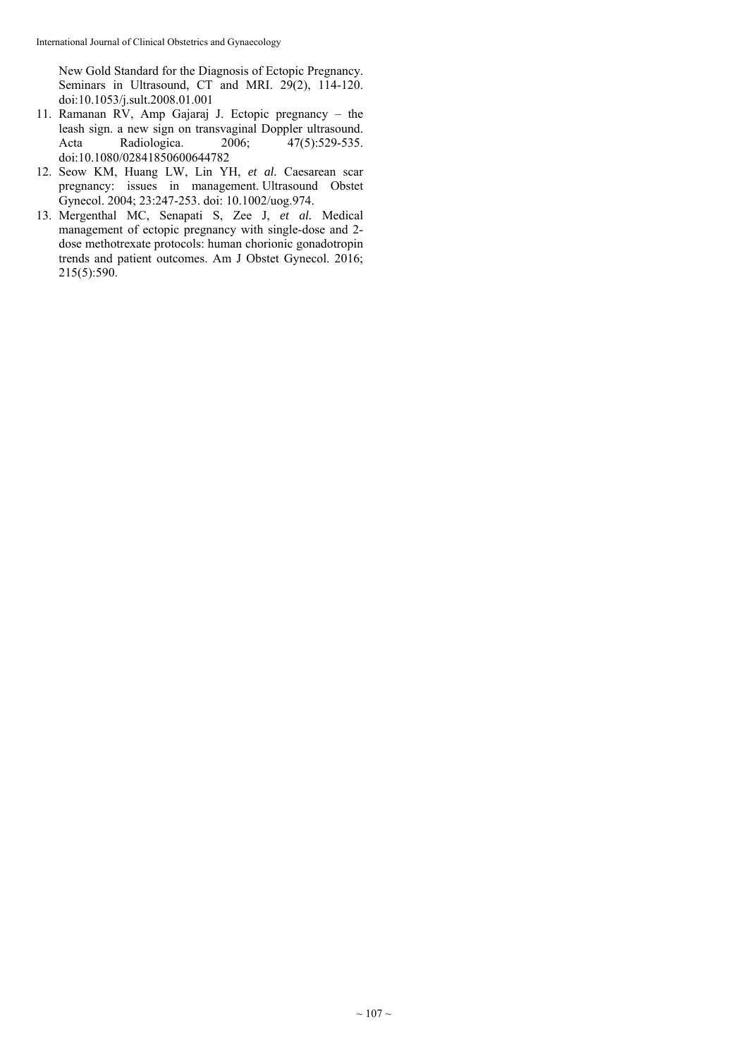New Gold Standard for the Diagnosis of Ectopic Pregnancy. Seminars in Ultrasound, CT and MRI. 29(2), 114-120. doi:10.1053/j.sult.2008.01.001

11. Ramanan RV, Amp Gajaraj J. Ectopic pregnancy – the leash sign. a new sign on transvaginal Doppler ultrasound. Acta Radiologica. 2006; 47(5):529-535. doi:10.1080/02841850600644782
12. Seow KM, Huang LW, Lin YH, *et al.* Caesarean scar pregnancy: issues in management. Ultrasound Obstet Gynecol. 2004; 23:247-253. doi: 10.1002/uog.974.
13. Mergenthal MC, Senapati S, Zee J, *et al.* Medical management of ectopic pregnancy with single-dose and 2-dose methotrexate protocols: human chorionic gonadotropin trends and patient outcomes. Am J Obstet Gynecol. 2016; 215(5):590.